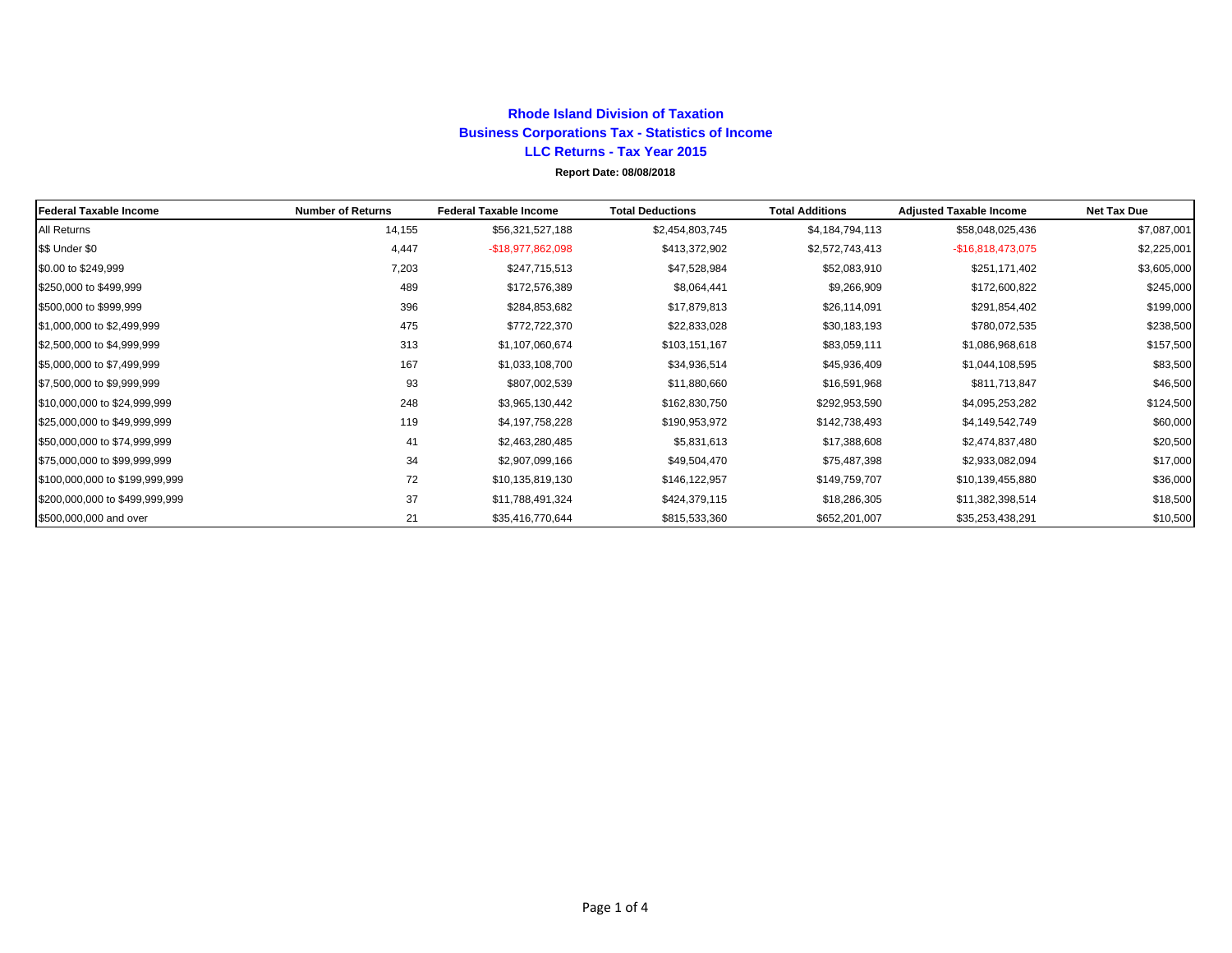# Rhode Island Division of Taxation

## Business Corporations Tax - Statistics of Income

### LLC Returns - Tax Year 2015

**Report Date: 08/08/2018**

| Federal Taxable Income | Number of Returns | Federal Taxable Income | Total Deductions | Total Additions | Adjusted Taxable Income | Net Tax Due |
|---|---|---|---|---|---|---|
| All Returns | 14,155 | $56,321,527,188 | $2,454,803,745 | $4,184,794,113 | $58,048,025,436 | $7,087,001 |
| $$ Under $0 | 4,447 | -$18,977,862,098 | $413,372,902 | $2,572,743,413 | -$16,818,473,075 | $2,225,001 |
| $0.00 to $249,999 | 7,203 | $247,715,513 | $47,528,984 | $52,083,910 | $251,171,402 | $3,605,000 |
| $250,000 to $499,999 | 489 | $172,576,389 | $8,064,441 | $9,266,909 | $172,600,822 | $245,000 |
| $500,000 to $999,999 | 396 | $284,853,682 | $17,879,813 | $26,114,091 | $291,854,402 | $199,000 |
| $1,000,000 to $2,499,999 | 475 | $772,722,370 | $22,833,028 | $30,183,193 | $780,072,535 | $238,500 |
| $2,500,000 to $4,999,999 | 313 | $1,107,060,674 | $103,151,167 | $83,059,111 | $1,086,968,618 | $157,500 |
| $5,000,000 to $7,499,999 | 167 | $1,033,108,700 | $34,936,514 | $45,936,409 | $1,044,108,595 | $83,500 |
| $7,500,000 to $9,999,999 | 93 | $807,002,539 | $11,880,660 | $16,591,968 | $811,713,847 | $46,500 |
| $10,000,000 to $24,999,999 | 248 | $3,965,130,442 | $162,830,750 | $292,953,590 | $4,095,253,282 | $124,500 |
| $25,000,000 to $49,999,999 | 119 | $4,197,758,228 | $190,953,972 | $142,738,493 | $4,149,542,749 | $60,000 |
| $50,000,000 to $74,999,999 | 41 | $2,463,280,485 | $5,831,613 | $17,388,608 | $2,474,837,480 | $20,500 |
| $75,000,000 to $99,999,999 | 34 | $2,907,099,166 | $49,504,470 | $75,487,398 | $2,933,082,094 | $17,000 |
| $100,000,000 to $199,999,999 | 72 | $10,135,819,130 | $146,122,957 | $149,759,707 | $10,139,455,880 | $36,000 |
| $200,000,000 to $499,999,999 | 37 | $11,788,491,324 | $424,379,115 | $18,286,305 | $11,382,398,514 | $18,500 |
| $500,000,000 and over | 21 | $35,416,770,644 | $815,533,360 | $652,201,007 | $35,253,438,291 | $10,500 |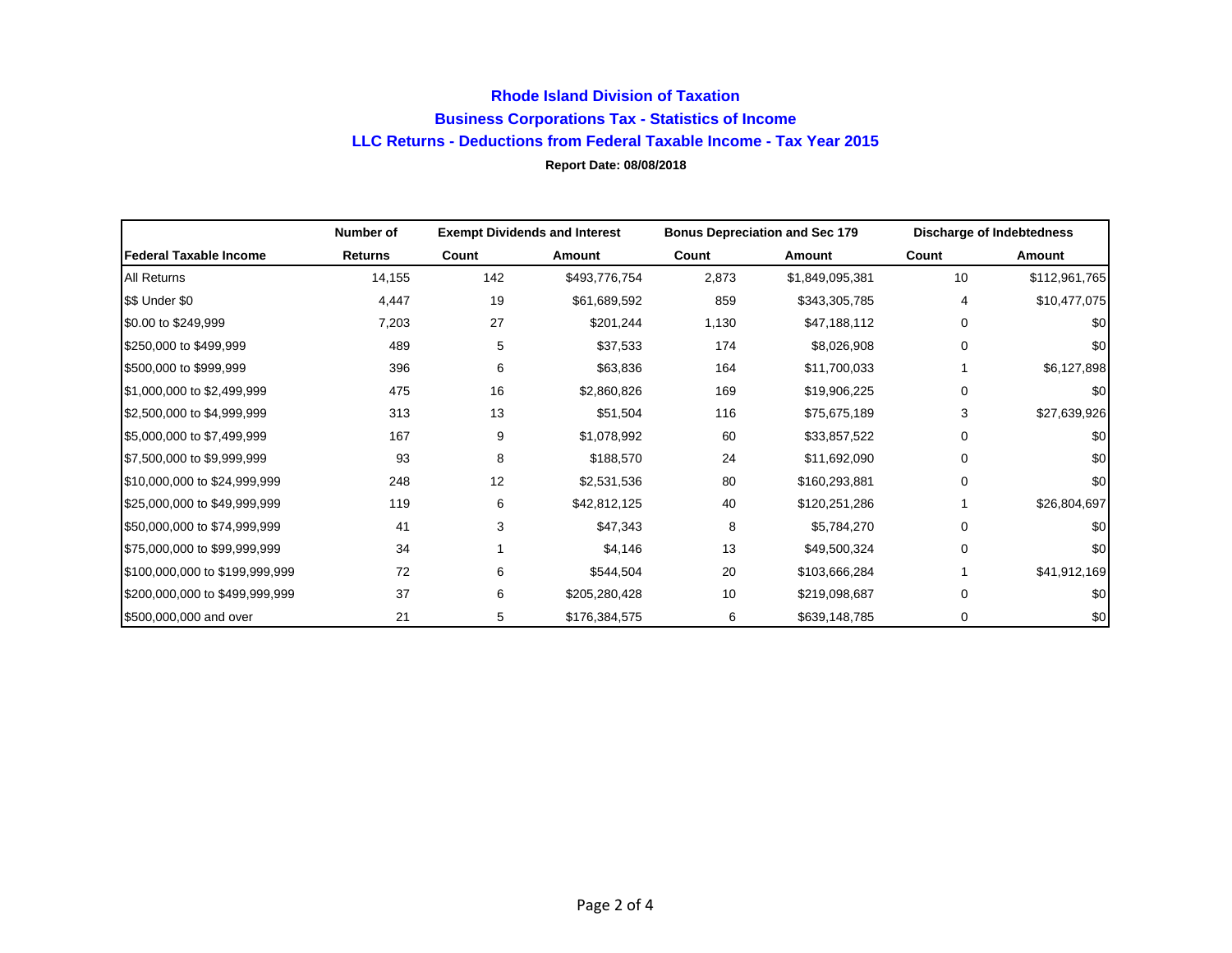# Rhode Island Division of Taxation

## Business Corporations Tax - Statistics of Income

## LLC Returns - Deductions from Federal Taxable Income - Tax Year 2015

**Report Date: 08/08/2018**

| | Number of | Exempt Dividends and Interest | | Bonus Depreciation and Sec 179 | | Discharge of Indebtedness | |
|---|---|---|---|---|---|---|---|
| **Federal Taxable Income** | **Returns** | **Count** | **Amount** | **Count** | **Amount** | **Count** | **Amount** |
| All Returns | 14,155 | 142 | $493,776,754 | 2,873 | $1,849,095,381 | 10 | $112,961,765 |
| $$ Under $0 | 4,447 | 19 | $61,689,592 | 859 | $343,305,785 | 4 | $10,477,075 |
| $0.00 to $249,999 | 7,203 | 27 | $201,244 | 1,130 | $47,188,112 | 0 | $0 |
| $250,000 to $499,999 | 489 | 5 | $37,533 | 174 | $8,026,908 | 0 | $0 |
| $500,000 to $999,999 | 396 | 6 | $63,836 | 164 | $11,700,033 | 1 | $6,127,898 |
| $1,000,000 to $2,499,999 | 475 | 16 | $2,860,826 | 169 | $19,906,225 | 0 | $0 |
| $2,500,000 to $4,999,999 | 313 | 13 | $51,504 | 116 | $75,675,189 | 3 | $27,639,926 |
| $5,000,000 to $7,499,999 | 167 | 9 | $1,078,992 | 60 | $33,857,522 | 0 | $0 |
| $7,500,000 to $9,999,999 | 93 | 8 | $188,570 | 24 | $11,692,090 | 0 | $0 |
| $10,000,000 to $24,999,999 | 248 | 12 | $2,531,536 | 80 | $160,293,881 | 0 | $0 |
| $25,000,000 to $49,999,999 | 119 | 6 | $42,812,125 | 40 | $120,251,286 | 1 | $26,804,697 |
| $50,000,000 to $74,999,999 | 41 | 3 | $47,343 | 8 | $5,784,270 | 0 | $0 |
| $75,000,000 to $99,999,999 | 34 | 1 | $4,146 | 13 | $49,500,324 | 0 | $0 |
| $100,000,000 to $199,999,999 | 72 | 6 | $544,504 | 20 | $103,666,284 | 1 | $41,912,169 |
| $200,000,000 to $499,999,999 | 37 | 6 | $205,280,428 | 10 | $219,098,687 | 0 | $0 |
| $500,000,000 and over | 21 | 5 | $176,384,575 | 6 | $639,148,785 | 0 | $0 |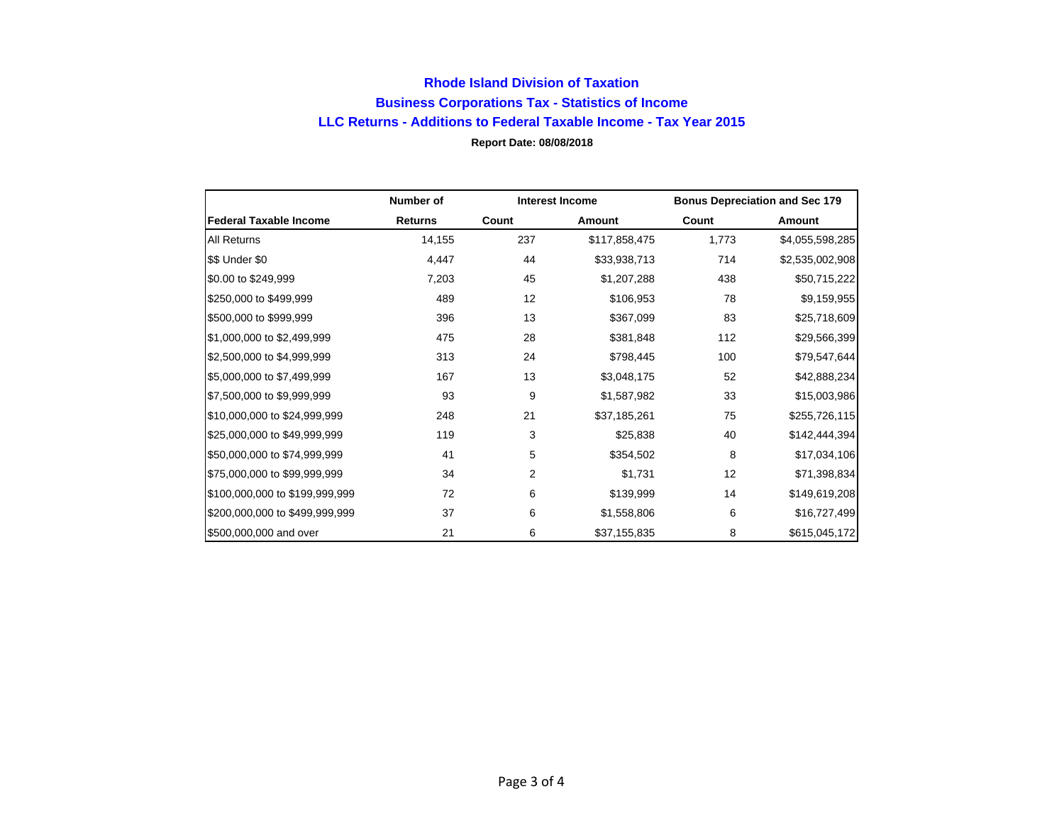## Rhode Island Division of Taxation

## Business Corporations Tax - Statistics of Income

## LLC Returns - Additions to Federal Taxable Income - Tax Year 2015

**Report Date: 08/08/2018**

| | Number of | Interest Income | | Bonus Depreciation and Sec 179 | |
|---|---|---|---|---|---|
| **Federal Taxable Income** | **Returns** | **Count** | **Amount** | **Count** | **Amount** |
| All Returns | 14,155 | 237 | $117,858,475 | 1,773 | $4,055,598,285 |
| $$ Under $0 | 4,447 | 44 | $33,938,713 | 714 | $2,535,002,908 |
| $0.00 to $249,999 | 7,203 | 45 | $1,207,288 | 438 | $50,715,222 |
| $250,000 to $499,999 | 489 | 12 | $106,953 | 78 | $9,159,955 |
| $500,000 to $999,999 | 396 | 13 | $367,099 | 83 | $25,718,609 |
| $1,000,000 to $2,499,999 | 475 | 28 | $381,848 | 112 | $29,566,399 |
| $2,500,000 to $4,999,999 | 313 | 24 | $798,445 | 100 | $79,547,644 |
| $5,000,000 to $7,499,999 | 167 | 13 | $3,048,175 | 52 | $42,888,234 |
| $7,500,000 to $9,999,999 | 93 | 9 | $1,587,982 | 33 | $15,003,986 |
| $10,000,000 to $24,999,999 | 248 | 21 | $37,185,261 | 75 | $255,726,115 |
| $25,000,000 to $49,999,999 | 119 | 3 | $25,838 | 40 | $142,444,394 |
| $50,000,000 to $74,999,999 | 41 | 5 | $354,502 | 8 | $17,034,106 |
| $75,000,000 to $99,999,999 | 34 | 2 | $1,731 | 12 | $71,398,834 |
| $100,000,000 to $199,999,999 | 72 | 6 | $139,999 | 14 | $149,619,208 |
| $200,000,000 to $499,999,999 | 37 | 6 | $1,558,806 | 6 | $16,727,499 |
| $500,000,000 and over | 21 | 6 | $37,155,835 | 8 | $615,045,172 |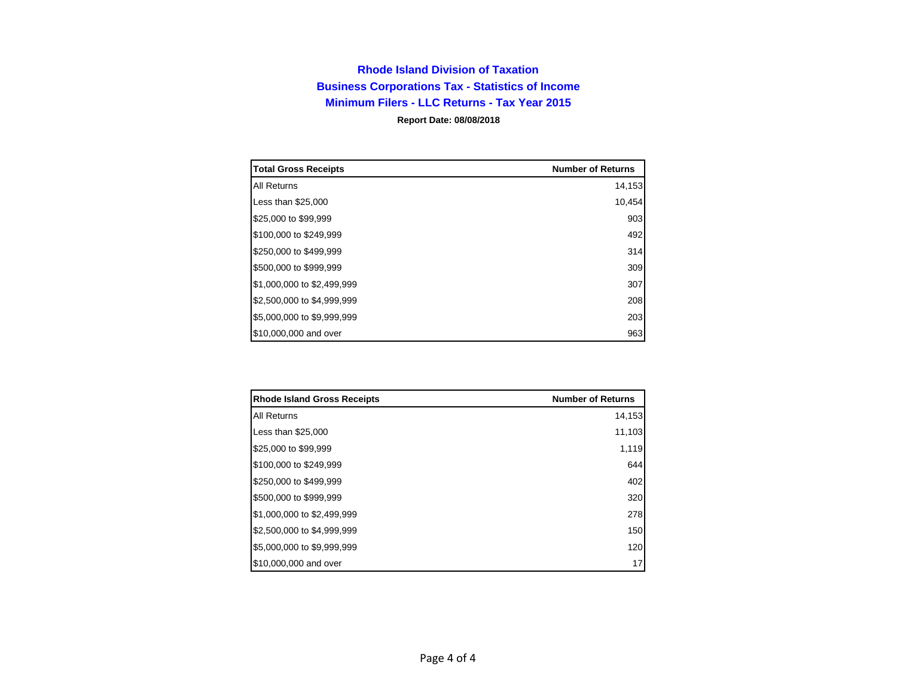# Rhode Island Division of Taxation

## Business Corporations Tax - Statistics of Income

## Minimum Filers - LLC Returns - Tax Year 2015

**Report Date: 08/08/2018**

| Total Gross Receipts | Number of Returns |
|---|---|
| All Returns | 14,153 |
| Less than $25,000 | 10,454 |
| $25,000 to $99,999 | 903 |
| $100,000 to $249,999 | 492 |
| $250,000 to $499,999 | 314 |
| $500,000 to $999,999 | 309 |
| $1,000,000 to $2,499,999 | 307 |
| $2,500,000 to $4,999,999 | 208 |
| $5,000,000 to $9,999,999 | 203 |
| $10,000,000 and over | 963 |

| Rhode Island Gross Receipts | Number of Returns |
|---|---|
| All Returns | 14,153 |
| Less than $25,000 | 11,103 |
| $25,000 to $99,999 | 1,119 |
| $100,000 to $249,999 | 644 |
| $250,000 to $499,999 | 402 |
| $500,000 to $999,999 | 320 |
| $1,000,000 to $2,499,999 | 278 |
| $2,500,000 to $4,999,999 | 150 |
| $5,000,000 to $9,999,999 | 120 |
| $10,000,000 and over | 17 |